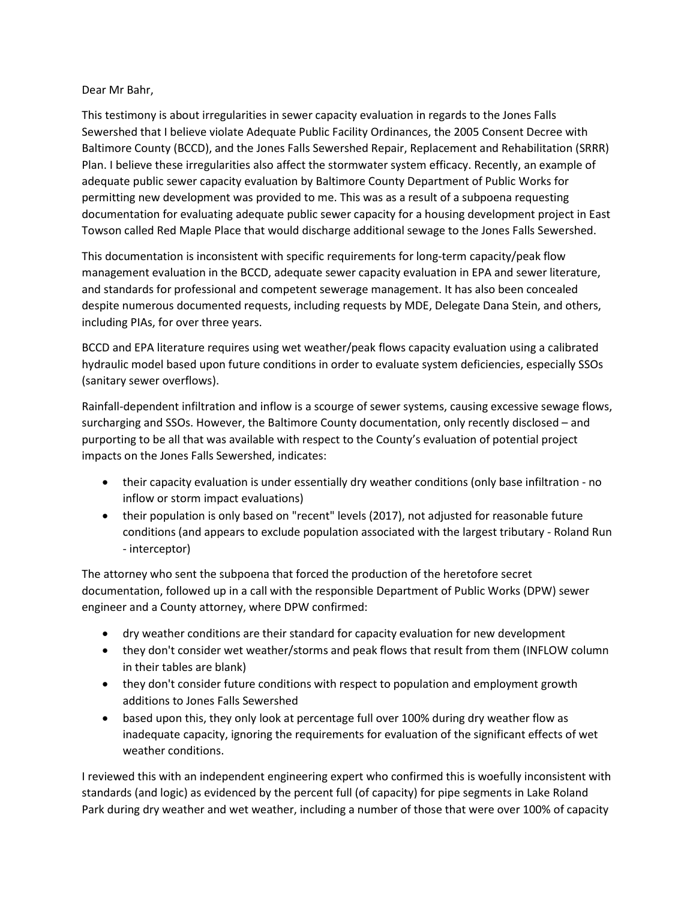Dear Mr Bahr,

This testimony is about irregularities in sewer capacity evaluation in regards to the Jones Falls Sewershed that I believe violate Adequate Public Facility Ordinances, the 2005 Consent Decree with Baltimore County (BCCD), and the Jones Falls Sewershed Repair, Replacement and Rehabilitation (SRRR) Plan. I believe these irregularities also affect the stormwater system efficacy. Recently, an example of adequate public sewer capacity evaluation by Baltimore County Department of Public Works for permitting new development was provided to me. This was as a result of a subpoena requesting documentation for evaluating adequate public sewer capacity for a housing development project in East Towson called Red Maple Place that would discharge additional sewage to the Jones Falls Sewershed.

This documentation is inconsistent with specific requirements for long-term capacity/peak flow management evaluation in the BCCD, adequate sewer capacity evaluation in EPA and sewer literature, and standards for professional and competent sewerage management. It has also been concealed despite numerous documented requests, including requests by MDE, Delegate Dana Stein, and others, including PIAs, for over three years.

BCCD and EPA literature requires using wet weather/peak flows capacity evaluation using a calibrated hydraulic model based upon future conditions in order to evaluate system deficiencies, especially SSOs (sanitary sewer overflows).

Rainfall-dependent infiltration and inflow is a scourge of sewer systems, causing excessive sewage flows, surcharging and SSOs. However, the Baltimore County documentation, only recently disclosed – and purporting to be all that was available with respect to the County's evaluation of potential project impacts on the Jones Falls Sewershed, indicates:

- their capacity evaluation is under essentially dry weather conditions (only base infiltration - no inflow or storm impact evaluations)
- their population is only based on "recent" levels (2017), not adjusted for reasonable future conditions (and appears to exclude population associated with the largest tributary - Roland Run - interceptor)

The attorney who sent the subpoena that forced the production of the heretofore secret documentation, followed up in a call with the responsible Department of Public Works (DPW) sewer engineer and a County attorney, where DPW confirmed:

- dry weather conditions are their standard for capacity evaluation for new development
- they don't consider wet weather/storms and peak flows that result from them (INFLOW column in their tables are blank)
- they don't consider future conditions with respect to population and employment growth additions to Jones Falls Sewershed
- based upon this, they only look at percentage full over 100% during dry weather flow as inadequate capacity, ignoring the requirements for evaluation of the significant effects of wet weather conditions.

I reviewed this with an independent engineering expert who confirmed this is woefully inconsistent with standards (and logic) as evidenced by the percent full (of capacity) for pipe segments in Lake Roland Park during dry weather and wet weather, including a number of those that were over 100% of capacity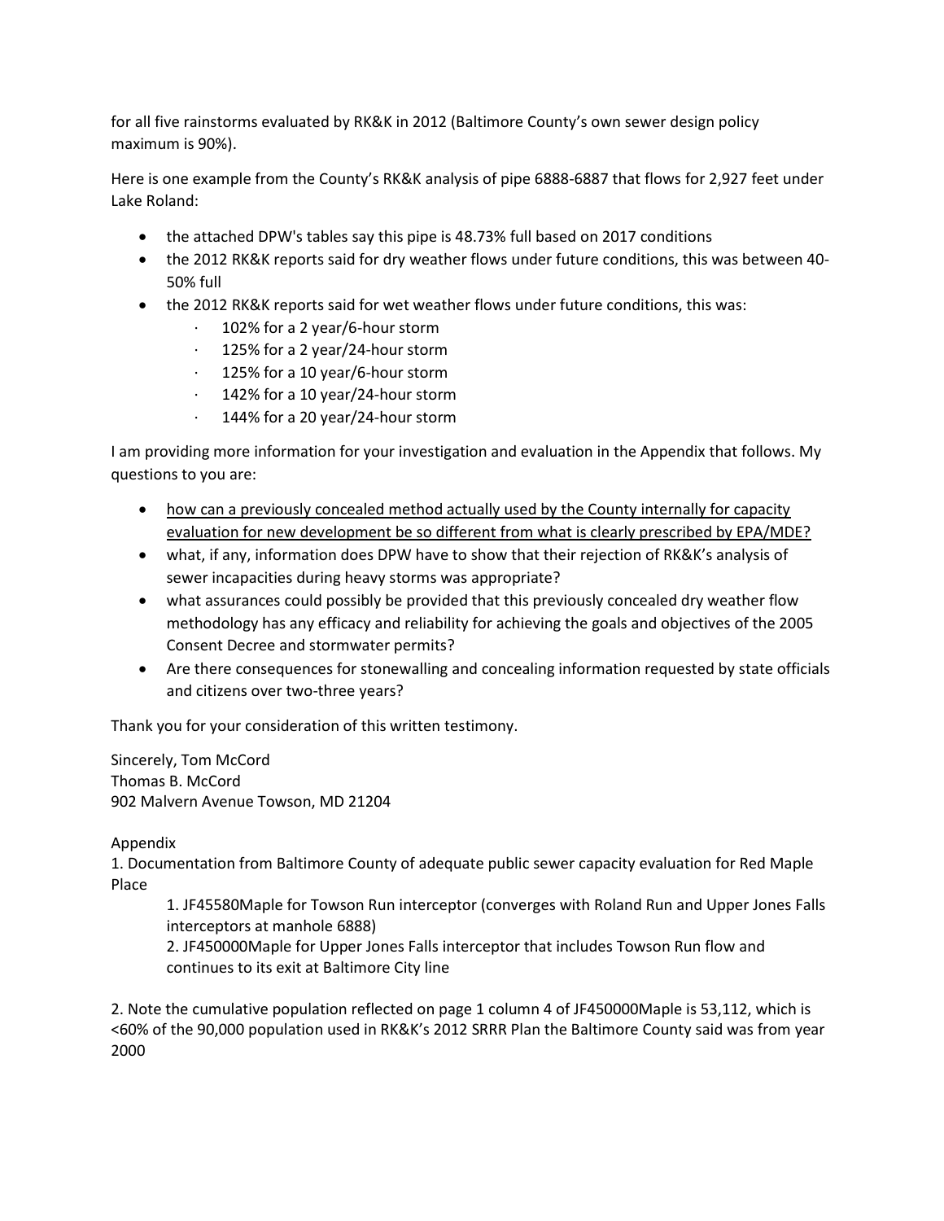for all five rainstorms evaluated by RK&K in 2012 (Baltimore County's own sewer design policy maximum is 90%).

Here is one example from the County's RK&K analysis of pipe 6888-6887 that flows for 2,927 feet under Lake Roland:

- the attached DPW's tables say this pipe is 48.73% full based on 2017 conditions
- the 2012 RK&K reports said for dry weather flows under future conditions, this was between 40-50% full
- the 2012 RK&K reports said for wet weather flows under future conditions, this was:
  - 102% for a 2 year/6-hour storm
  - 125% for a 2 year/24-hour storm
  - 125% for a 10 year/6-hour storm
  - 142% for a 10 year/24-hour storm
  - 144% for a 20 year/24-hour storm

I am providing more information for your investigation and evaluation in the Appendix that follows. My questions to you are:

- <u>how can a previously concealed method actually used by the County internally for capacity evaluation for new development be so different from what is clearly prescribed by EPA/MDE?</u>
- what, if any, information does DPW have to show that their rejection of RK&K's analysis of sewer incapacities during heavy storms was appropriate?
- what assurances could possibly be provided that this previously concealed dry weather flow methodology has any efficacy and reliability for achieving the goals and objectives of the 2005 Consent Decree and stormwater permits?
- Are there consequences for stonewalling and concealing information requested by state officials and citizens over two-three years?

Thank you for your consideration of this written testimony.

Sincerely, Tom McCord  
Thomas B. McCord  
902 Malvern Avenue Towson, MD 21204

Appendix

1. Documentation from Baltimore County of adequate public sewer capacity evaluation for Red Maple Place
   1. JF45580Maple for Towson Run interceptor (converges with Roland Run and Upper Jones Falls interceptors at manhole 6888)
   2. JF450000Maple for Upper Jones Falls interceptor that includes Towson Run flow and continues to its exit at Baltimore City line

2. Note the cumulative population reflected on page 1 column 4 of JF450000Maple is 53,112, which is <60% of the 90,000 population used in RK&K's 2012 SRRR Plan the Baltimore County said was from year 2000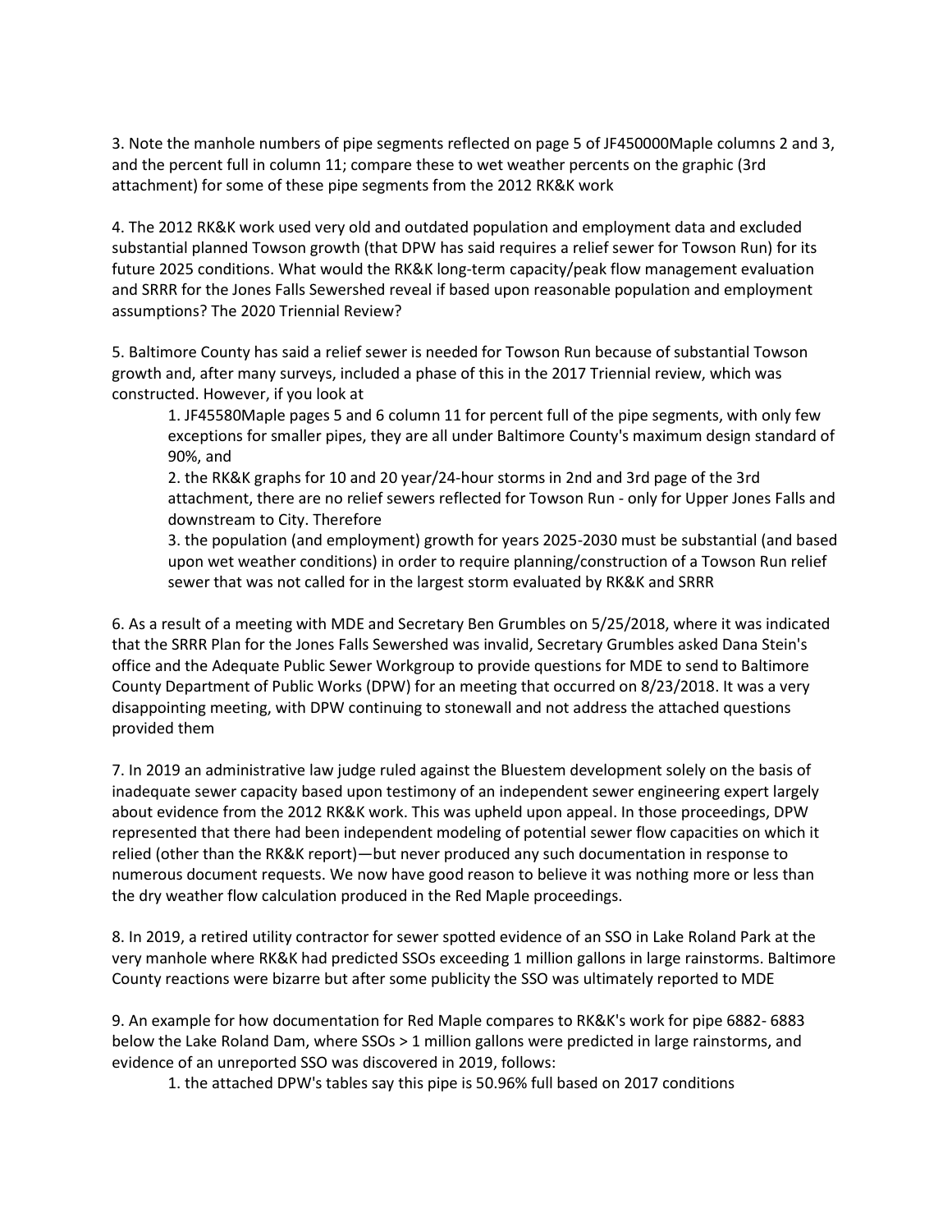3. Note the manhole numbers of pipe segments reflected on page 5 of JF450000Maple columns 2 and 3, and the percent full in column 11; compare these to wet weather percents on the graphic (3rd attachment) for some of these pipe segments from the 2012 RK&K work

4. The 2012 RK&K work used very old and outdated population and employment data and excluded substantial planned Towson growth (that DPW has said requires a relief sewer for Towson Run) for its future 2025 conditions. What would the RK&K long-term capacity/peak flow management evaluation and SRRR for the Jones Falls Sewershed reveal if based upon reasonable population and employment assumptions? The 2020 Triennial Review?

5. Baltimore County has said a relief sewer is needed for Towson Run because of substantial Towson growth and, after many surveys, included a phase of this in the 2017 Triennial review, which was constructed. However, if you look at

   1. JF45580Maple pages 5 and 6 column 11 for percent full of the pipe segments, with only few exceptions for smaller pipes, they are all under Baltimore County's maximum design standard of 90%, and
   2. the RK&K graphs for 10 and 20 year/24-hour storms in 2nd and 3rd page of the 3rd attachment, there are no relief sewers reflected for Towson Run - only for Upper Jones Falls and downstream to City. Therefore
   3. the population (and employment) growth for years 2025-2030 must be substantial (and based upon wet weather conditions) in order to require planning/construction of a Towson Run relief sewer that was not called for in the largest storm evaluated by RK&K and SRRR

6. As a result of a meeting with MDE and Secretary Ben Grumbles on 5/25/2018, where it was indicated that the SRRR Plan for the Jones Falls Sewershed was invalid, Secretary Grumbles asked Dana Stein's office and the Adequate Public Sewer Workgroup to provide questions for MDE to send to Baltimore County Department of Public Works (DPW) for an meeting that occurred on 8/23/2018. It was a very disappointing meeting, with DPW continuing to stonewall and not address the attached questions provided them

7. In 2019 an administrative law judge ruled against the Bluestem development solely on the basis of inadequate sewer capacity based upon testimony of an independent sewer engineering expert largely about evidence from the 2012 RK&K work. This was upheld upon appeal. In those proceedings, DPW represented that there had been independent modeling of potential sewer flow capacities on which it relied (other than the RK&K report)—but never produced any such documentation in response to numerous document requests. We now have good reason to believe it was nothing more or less than the dry weather flow calculation produced in the Red Maple proceedings.

8. In 2019, a retired utility contractor for sewer spotted evidence of an SSO in Lake Roland Park at the very manhole where RK&K had predicted SSOs exceeding 1 million gallons in large rainstorms. Baltimore County reactions were bizarre but after some publicity the SSO was ultimately reported to MDE

9. An example for how documentation for Red Maple compares to RK&K's work for pipe 6882- 6883 below the Lake Roland Dam, where SSOs > 1 million gallons were predicted in large rainstorms, and evidence of an unreported SSO was discovered in 2019, follows:

   1. the attached DPW's tables say this pipe is 50.96% full based on 2017 conditions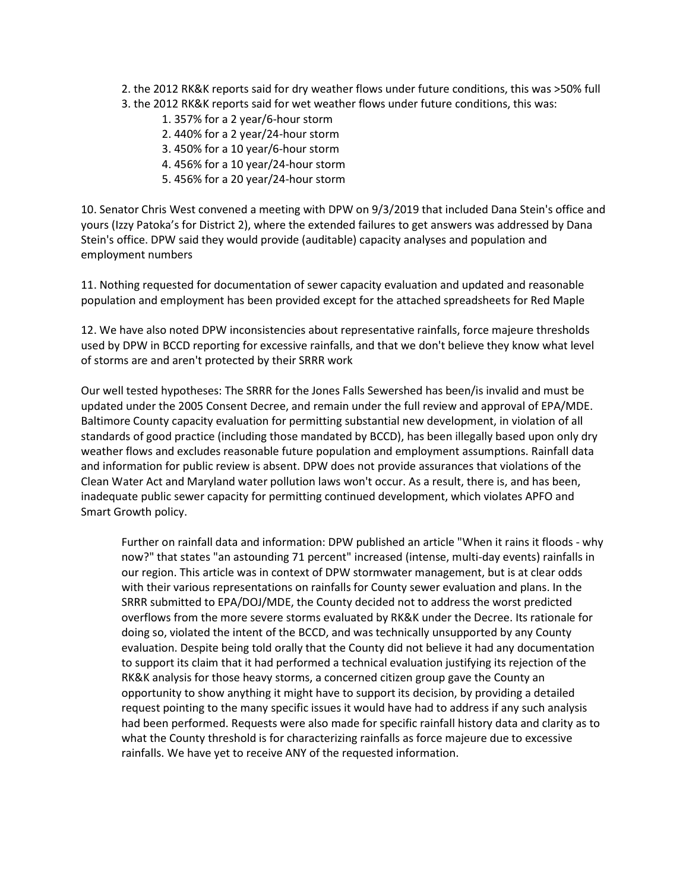2. the 2012 RK&K reports said for dry weather flows under future conditions, this was >50% full
3. the 2012 RK&K reports said for wet weather flows under future conditions, this was:
    1. 357% for a 2 year/6-hour storm
    2. 440% for a 2 year/24-hour storm
    3. 450% for a 10 year/6-hour storm
    4. 456% for a 10 year/24-hour storm
    5. 456% for a 20 year/24-hour storm

10. Senator Chris West convened a meeting with DPW on 9/3/2019 that included Dana Stein's office and yours (Izzy Patoka's for District 2), where the extended failures to get answers was addressed by Dana Stein's office. DPW said they would provide (auditable) capacity analyses and population and employment numbers

11. Nothing requested for documentation of sewer capacity evaluation and updated and reasonable population and employment has been provided except for the attached spreadsheets for Red Maple

12. We have also noted DPW inconsistencies about representative rainfalls, force majeure thresholds used by DPW in BCCD reporting for excessive rainfalls, and that we don't believe they know what level of storms are and aren't protected by their SRRR work

Our well tested hypotheses: The SRRR for the Jones Falls Sewershed has been/is invalid and must be updated under the 2005 Consent Decree, and remain under the full review and approval of EPA/MDE. Baltimore County capacity evaluation for permitting substantial new development, in violation of all standards of good practice (including those mandated by BCCD), has been illegally based upon only dry weather flows and excludes reasonable future population and employment assumptions. Rainfall data and information for public review is absent. DPW does not provide assurances that violations of the Clean Water Act and Maryland water pollution laws won't occur. As a result, there is, and has been, inadequate public sewer capacity for permitting continued development, which violates APFO and Smart Growth policy.

> Further on rainfall data and information: DPW published an article "When it rains it floods - why now?" that states "an astounding 71 percent" increased (intense, multi-day events) rainfalls in our region. This article was in context of DPW stormwater management, but is at clear odds with their various representations on rainfalls for County sewer evaluation and plans. In the SRRR submitted to EPA/DOJ/MDE, the County decided not to address the worst predicted overflows from the more severe storms evaluated by RK&K under the Decree. Its rationale for doing so, violated the intent of the BCCD, and was technically unsupported by any County evaluation. Despite being told orally that the County did not believe it had any documentation to support its claim that it had performed a technical evaluation justifying its rejection of the RK&K analysis for those heavy storms, a concerned citizen group gave the County an opportunity to show anything it might have to support its decision, by providing a detailed request pointing to the many specific issues it would have had to address if any such analysis had been performed. Requests were also made for specific rainfall history data and clarity as to what the County threshold is for characterizing rainfalls as force majeure due to excessive rainfalls. We have yet to receive ANY of the requested information.